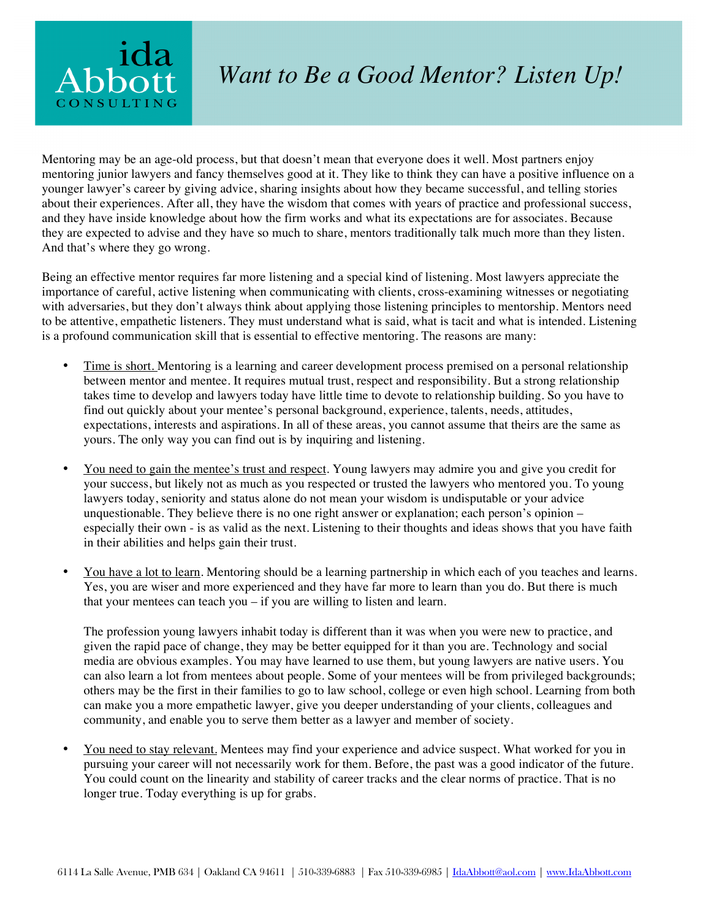ida Abbott CONSULTING

# *Want to Be a Good Mentor? Listen Up!*

Mentoring may be an age-old process, but that doesn't mean that everyone does it well. Most partners enjoy mentoring junior lawyers and fancy themselves good at it. They like to think they can have a positive influence on a younger lawyer's career by giving advice, sharing insights about how they became successful, and telling stories about their experiences. After all, they have the wisdom that comes with years of practice and professional success, and they have inside knowledge about how the firm works and what its expectations are for associates. Because they are expected to advise and they have so much to share, mentors traditionally talk much more than they listen. And that's where they go wrong.

Being an effective mentor requires far more listening and a special kind of listening. Most lawyers appreciate the importance of careful, active listening when communicating with clients, cross-examining witnesses or negotiating with adversaries, but they don't always think about applying those listening principles to mentorship. Mentors need to be attentive, empathetic listeners. They must understand what is said, what is tacit and what is intended. Listening is a profound communication skill that is essential to effective mentoring. The reasons are many:

- <u>Time is short.</u> Mentoring is a learning and career development process premised on a personal relationship between mentor and mentee. It requires mutual trust, respect and responsibility. But a strong relationship takes time to develop and lawyers today have little time to devote to relationship building. So you have to find out quickly about your mentee's personal background, experience, talents, needs, attitudes, expectations, interests and aspirations. In all of these areas, you cannot assume that theirs are the same as yours. The only way you can find out is by inquiring and listening.

- <u>You need to gain the mentee's trust and respect</u>. Young lawyers may admire you and give you credit for your success, but likely not as much as you respected or trusted the lawyers who mentored you. To young lawyers today, seniority and status alone do not mean your wisdom is undisputable or your advice unquestionable. They believe there is no one right answer or explanation; each person's opinion – especially their own - is as valid as the next. Listening to their thoughts and ideas shows that you have faith in their abilities and helps gain their trust.

- <u>You have a lot to learn</u>. Mentoring should be a learning partnership in which each of you teaches and learns. Yes, you are wiser and more experienced and they have far more to learn than you do. But there is much that your mentees can teach you – if you are willing to listen and learn.

  The profession young lawyers inhabit today is different than it was when you were new to practice, and given the rapid pace of change, they may be better equipped for it than you are. Technology and social media are obvious examples. You may have learned to use them, but young lawyers are native users. You can also learn a lot from mentees about people. Some of your mentees will be from privileged backgrounds; others may be the first in their families to go to law school, college or even high school. Learning from both can make you a more empathetic lawyer, give you deeper understanding of your clients, colleagues and community, and enable you to serve them better as a lawyer and member of society.

- <u>You need to stay relevant.</u> Mentees may find your experience and advice suspect. What worked for you in pursuing your career will not necessarily work for them. Before, the past was a good indicator of the future. You could count on the linearity and stability of career tracks and the clear norms of practice. That is no longer true. Today everything is up for grabs.

6114 La Salle Avenue, PMB 634 | Oakland CA 94611 | 510-339-6883 | Fax 510-339-6985 | IdaAbbott@aol.com | www.IdaAbbott.com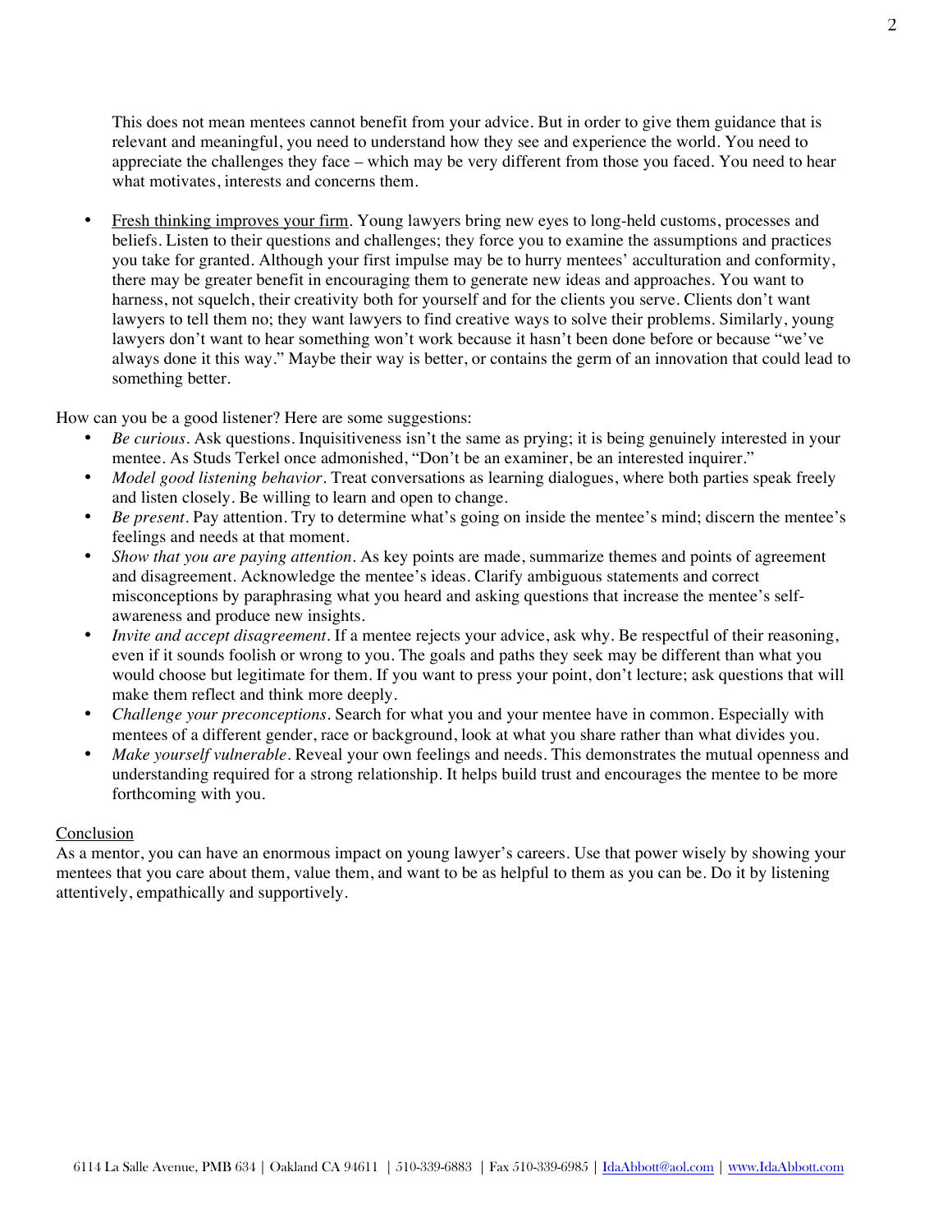This does not mean mentees cannot benefit from your advice. But in order to give them guidance that is relevant and meaningful, you need to understand how they see and experience the world. You need to appreciate the challenges they face – which may be very different from those you faced. You need to hear what motivates, interests and concerns them.

- Fresh thinking improves your firm. Young lawyers bring new eyes to long-held customs, processes and beliefs. Listen to their questions and challenges; they force you to examine the assumptions and practices you take for granted. Although your first impulse may be to hurry mentees' acculturation and conformity, there may be greater benefit in encouraging them to generate new ideas and approaches. You want to harness, not squelch, their creativity both for yourself and for the clients you serve. Clients don't want lawyers to tell them no; they want lawyers to find creative ways to solve their problems. Similarly, young lawyers don't want to hear something won't work because it hasn't been done before or because "we've always done it this way." Maybe their way is better, or contains the germ of an innovation that could lead to something better.

How can you be a good listener? Here are some suggestions:

- *Be curious.* Ask questions. Inquisitiveness isn't the same as prying; it is being genuinely interested in your mentee. As Studs Terkel once admonished, "Don't be an examiner, be an interested inquirer."
- *Model good listening behavior.* Treat conversations as learning dialogues, where both parties speak freely and listen closely. Be willing to learn and open to change.
- *Be present.* Pay attention. Try to determine what's going on inside the mentee's mind; discern the mentee's feelings and needs at that moment.
- *Show that you are paying attention.* As key points are made, summarize themes and points of agreement and disagreement. Acknowledge the mentee's ideas. Clarify ambiguous statements and correct misconceptions by paraphrasing what you heard and asking questions that increase the mentee's self-awareness and produce new insights.
- *Invite and accept disagreement.* If a mentee rejects your advice, ask why. Be respectful of their reasoning, even if it sounds foolish or wrong to you. The goals and paths they seek may be different than what you would choose but legitimate for them. If you want to press your point, don't lecture; ask questions that will make them reflect and think more deeply.
- *Challenge your preconceptions.* Search for what you and your mentee have in common. Especially with mentees of a different gender, race or background, look at what you share rather than what divides you.
- *Make yourself vulnerable.* Reveal your own feelings and needs. This demonstrates the mutual openness and understanding required for a strong relationship. It helps build trust and encourages the mentee to be more forthcoming with you.

## Conclusion

As a mentor, you can have an enormous impact on young lawyer's careers. Use that power wisely by showing your mentees that you care about them, value them, and want to be as helpful to them as you can be. Do it by listening attentively, empathically and supportively.